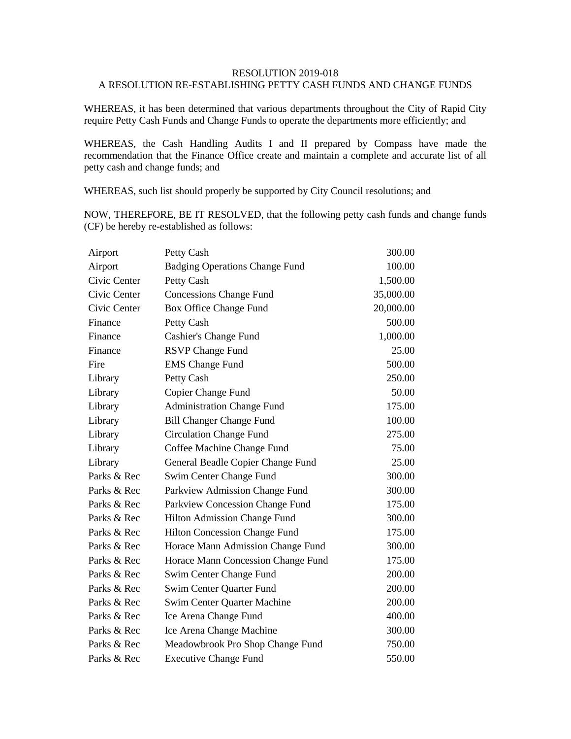RESOLUTION 2019-018

A RESOLUTION RE-ESTABLISHING PETTY CASH FUNDS AND CHANGE FUNDS

WHEREAS, it has been determined that various departments throughout the City of Rapid City require Petty Cash Funds and Change Funds to operate the departments more efficiently; and

WHEREAS, the Cash Handling Audits I and II prepared by Compass have made the recommendation that the Finance Office create and maintain a complete and accurate list of all petty cash and change funds; and

WHEREAS, such list should properly be supported by City Council resolutions; and

NOW, THEREFORE, BE IT RESOLVED, that the following petty cash funds and change funds (CF) be hereby re-established as follows:

| | | |
|---|---|---:|
| Airport | Petty Cash | 300.00 |
| Airport | Badging Operations Change Fund | 100.00 |
| Civic Center | Petty Cash | 1,500.00 |
| Civic Center | Concessions Change Fund | 35,000.00 |
| Civic Center | Box Office Change Fund | 20,000.00 |
| Finance | Petty Cash | 500.00 |
| Finance | Cashier's Change Fund | 1,000.00 |
| Finance | RSVP Change Fund | 25.00 |
| Fire | EMS Change Fund | 500.00 |
| Library | Petty Cash | 250.00 |
| Library | Copier Change Fund | 50.00 |
| Library | Administration Change Fund | 175.00 |
| Library | Bill Changer Change Fund | 100.00 |
| Library | Circulation Change Fund | 275.00 |
| Library | Coffee Machine Change Fund | 75.00 |
| Library | General Beadle Copier Change Fund | 25.00 |
| Parks & Rec | Swim Center Change Fund | 300.00 |
| Parks & Rec | Parkview Admission Change Fund | 300.00 |
| Parks & Rec | Parkview Concession Change Fund | 175.00 |
| Parks & Rec | Hilton Admission Change Fund | 300.00 |
| Parks & Rec | Hilton Concession Change Fund | 175.00 |
| Parks & Rec | Horace Mann Admission Change Fund | 300.00 |
| Parks & Rec | Horace Mann Concession Change Fund | 175.00 |
| Parks & Rec | Swim Center Change Fund | 200.00 |
| Parks & Rec | Swim Center Quarter Fund | 200.00 |
| Parks & Rec | Swim Center Quarter Machine | 200.00 |
| Parks & Rec | Ice Arena Change Fund | 400.00 |
| Parks & Rec | Ice Arena Change Machine | 300.00 |
| Parks & Rec | Meadowbrook Pro Shop Change Fund | 750.00 |
| Parks & Rec | Executive Change Fund | 550.00 |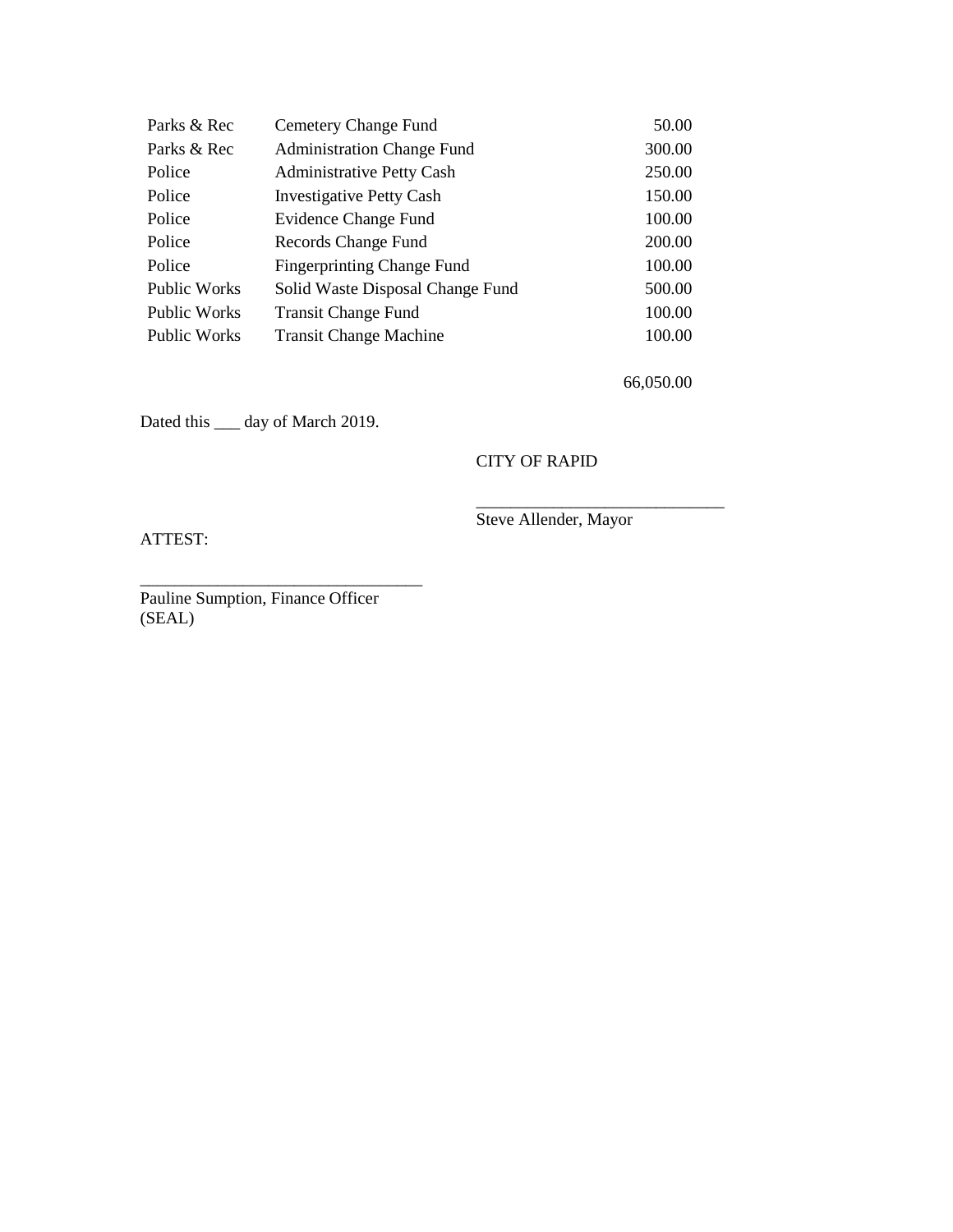| | | |
|---|---|---|
| Parks & Rec | Cemetery Change Fund | 50.00 |
| Parks & Rec | Administration Change Fund | 300.00 |
| Police | Administrative Petty Cash | 250.00 |
| Police | Investigative Petty Cash | 150.00 |
| Police | Evidence Change Fund | 100.00 |
| Police | Records Change Fund | 200.00 |
| Police | Fingerprinting Change Fund | 100.00 |
| Public Works | Solid Waste Disposal Change Fund | 500.00 |
| Public Works | Transit Change Fund | 100.00 |
| Public Works | Transit Change Machine | 100.00 |
| | | |
| | | 66,050.00 |

Dated this ___ day of March 2019.

CITY OF RAPID

_____________________________
Steve Allender, Mayor

ATTEST:

_________________________________
Pauline Sumption, Finance Officer
(SEAL)